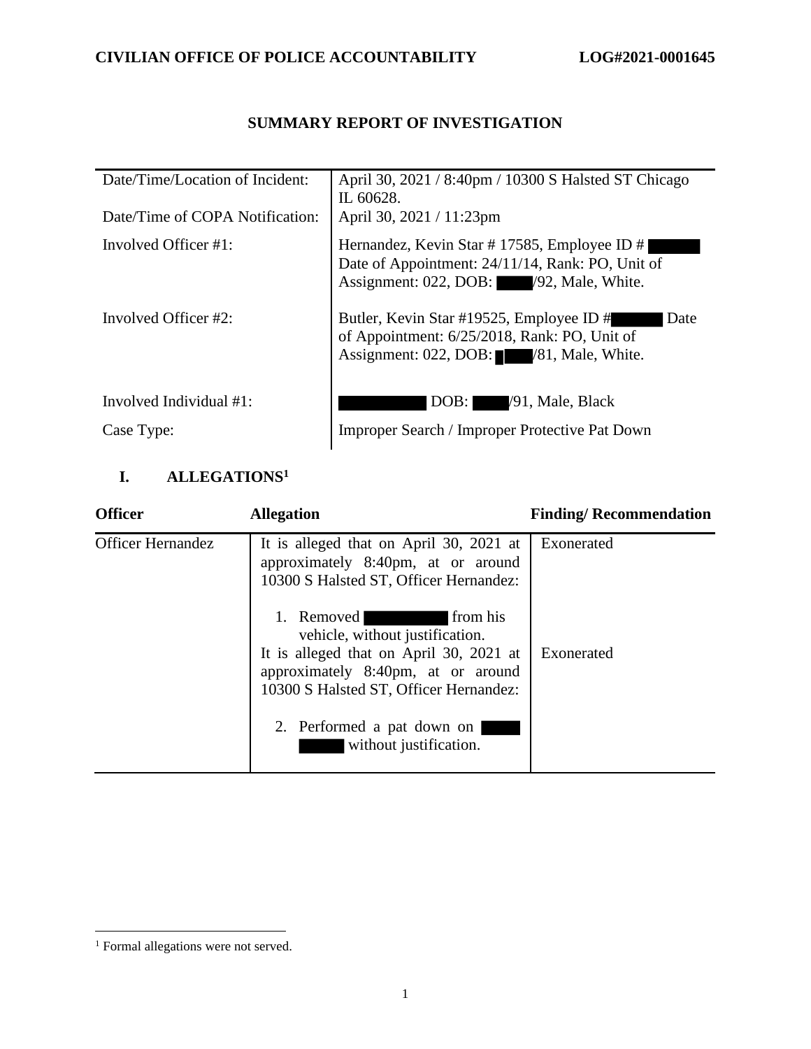CIVILIAN OFFICE OF POLICE ACCOUNTABILITY LOG#2021-0001645

# SUMMARY REPORT OF INVESTIGATION

| | |
|---|---|
| Date/Time/Location of Incident: | April 30, 2021 / 8:40pm / 10300 S Halsted ST Chicago IL 60628. |
| Date/Time of COPA Notification: | April 30, 2021 / 11:23pm |
| Involved Officer #1: | Hernandez, Kevin Star # 17585, Employee ID # [REDACTED] Date of Appointment: 24/11/14, Rank: PO, Unit of Assignment: 022, DOB: [REDACTED]/92, Male, White. |
| Involved Officer #2: | Butler, Kevin Star #19525, Employee ID #[REDACTED] Date of Appointment: 6/25/2018, Rank: PO, Unit of Assignment: 022, DOB: [REDACTED]/81, Male, White. |
| Involved Individual #1: | [REDACTED] DOB: [REDACTED]/91, Male, Black |
| Case Type: | Improper Search / Improper Protective Pat Down |

## I. ALLEGATIONS[1]

| Officer | Allegation | Finding/ Recommendation |
|---|---|---|
| Officer Hernandez | It is alleged that on April 30, 2021 at approximately 8:40pm, at or around 10300 S Halsted ST, Officer Hernandez:<br><br>1. Removed [REDACTED] from his vehicle, without justification. | Exonerated |
| | It is alleged that on April 30, 2021 at approximately 8:40pm, at or around 10300 S Halsted ST, Officer Hernandez:<br><br>2. Performed a pat down on [REDACTED] without justification. | Exonerated |

[1] Formal allegations were not served.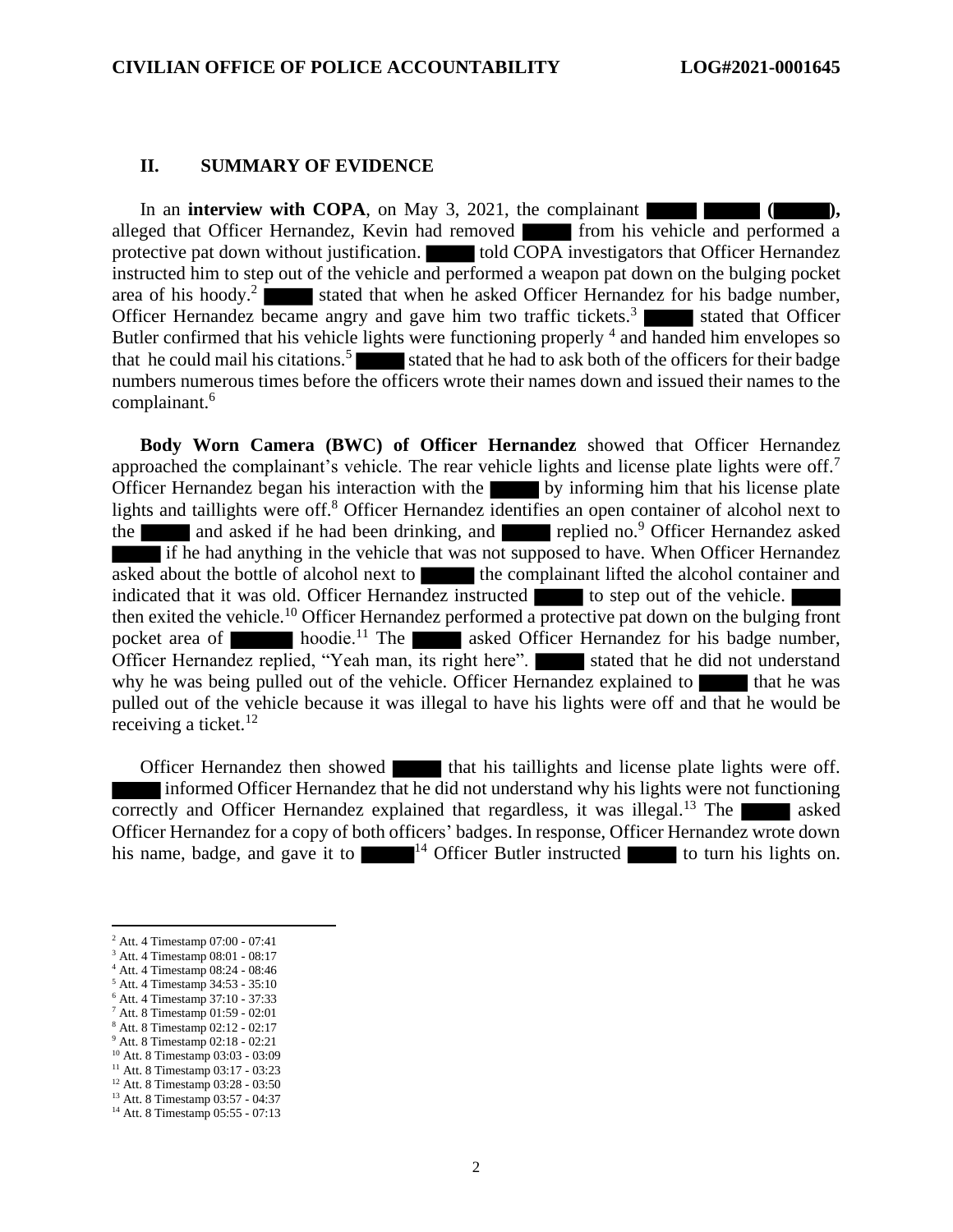## II. SUMMARY OF EVIDENCE

In an **interview with COPA**, on May 3, 2021, the complainant ███ ███ (███), alleged that Officer Hernandez, Kevin had removed ███ from his vehicle and performed a protective pat down without justification. ███ told COPA investigators that Officer Hernandez instructed him to step out of the vehicle and performed a weapon pat down on the bulging pocket area of his hoody.[2] ███ stated that when he asked Officer Hernandez for his badge number, Officer Hernandez became angry and gave him two traffic tickets.[3] ███ stated that Officer Butler confirmed that his vehicle lights were functioning properly [4] and handed him envelopes so that he could mail his citations.[5] ███ stated that he had to ask both of the officers for their badge numbers numerous times before the officers wrote their names down and issued their names to the complainant.[6]

**Body Worn Camera (BWC) of Officer Hernandez** showed that Officer Hernandez approached the complainant's vehicle. The rear vehicle lights and license plate lights were off.[7] Officer Hernandez began his interaction with the ███ by informing him that his license plate lights and taillights were off.[8] Officer Hernandez identifies an open container of alcohol next to the ███ and asked if he had been drinking, and ███ replied no.[9] Officer Hernandez asked ███ if he had anything in the vehicle that was not supposed to have. When Officer Hernandez asked about the bottle of alcohol next to ███ the complainant lifted the alcohol container and indicated that it was old. Officer Hernandez instructed ███ to step out of the vehicle. ███ then exited the vehicle.[10] Officer Hernandez performed a protective pat down on the bulging front pocket area of ███ hoodie.[11] The ███ asked Officer Hernandez for his badge number, Officer Hernandez replied, "Yeah man, its right here". ███ stated that he did not understand why he was being pulled out of the vehicle. Officer Hernandez explained to ███ that he was pulled out of the vehicle because it was illegal to have his lights were off and that he would be receiving a ticket.[12]

Officer Hernandez then showed ███ that his taillights and license plate lights were off. ███ informed Officer Hernandez that he did not understand why his lights were not functioning correctly and Officer Hernandez explained that regardless, it was illegal.[13] The ███ asked Officer Hernandez for a copy of both officers' badges. In response, Officer Hernandez wrote down his name, badge, and gave it to ███[14] Officer Butler instructed ███ to turn his lights on.

---

[2] Att. 4 Timestamp 07:00 - 07:41
[3] Att. 4 Timestamp 08:01 - 08:17
[4] Att. 4 Timestamp 08:24 - 08:46
[5] Att. 4 Timestamp 34:53 - 35:10
[6] Att. 4 Timestamp 37:10 - 37:33
[7] Att. 8 Timestamp 01:59 - 02:01
[8] Att. 8 Timestamp 02:12 - 02:17
[9] Att. 8 Timestamp 02:18 - 02:21
[10] Att. 8 Timestamp 03:03 - 03:09
[11] Att. 8 Timestamp 03:17 - 03:23
[12] Att. 8 Timestamp 03:28 - 03:50
[13] Att. 8 Timestamp 03:57 - 04:37
[14] Att. 8 Timestamp 05:55 - 07:13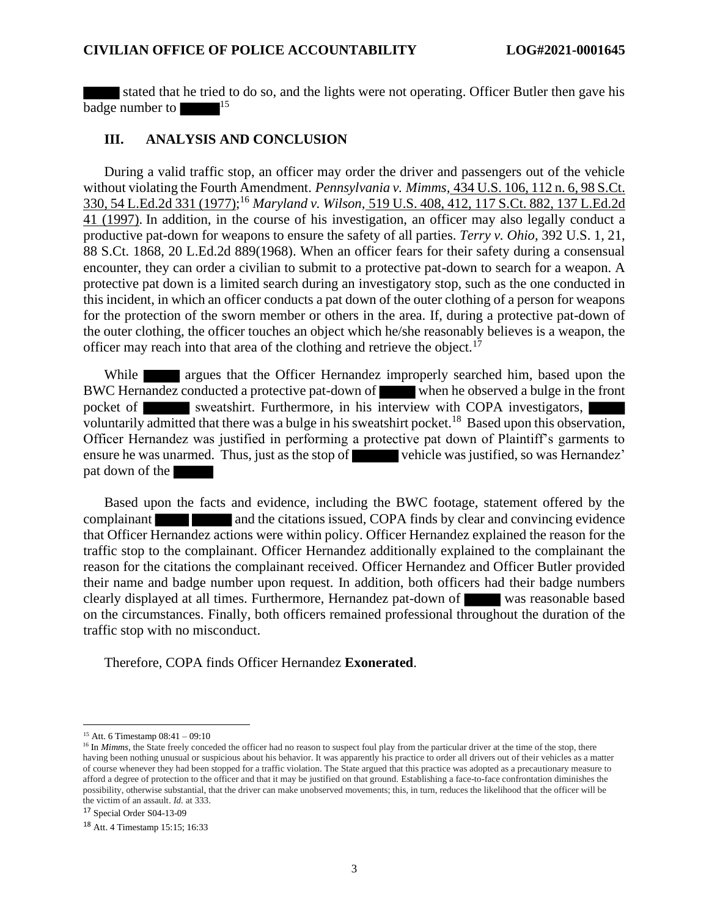stated that he tried to do so, and the lights were not operating. Officer Butler then gave his badge number to [15]

## III. ANALYSIS AND CONCLUSION

During a valid traffic stop, an officer may order the driver and passengers out of the vehicle without violating the Fourth Amendment. *Pennsylvania v. Mimms,* 434 U.S. 106, 112 n. 6, 98 S.Ct. 330, 54 L.Ed.2d 331 (1977);[16] *Maryland v. Wilson,* 519 U.S. 408, 412, 117 S.Ct. 882, 137 L.Ed.2d 41 (1997). In addition, in the course of his investigation, an officer may also legally conduct a productive pat-down for weapons to ensure the safety of all parties. *Terry v. Ohio,* 392 U.S. 1, 21, 88 S.Ct. 1868, 20 L.Ed.2d 889(1968). When an officer fears for their safety during a consensual encounter, they can order a civilian to submit to a protective pat-down to search for a weapon. A protective pat down is a limited search during an investigatory stop, such as the one conducted in this incident, in which an officer conducts a pat down of the outer clothing of a person for weapons for the protection of the sworn member or others in the area. If, during a protective pat-down of the outer clothing, the officer touches an object which he/she reasonably believes is a weapon, the officer may reach into that area of the clothing and retrieve the object.[17]

While argues that the Officer Hernandez improperly searched him, based upon the BWC Hernandez conducted a protective pat-down of when he observed a bulge in the front pocket of sweatshirt. Furthermore, in his interview with COPA investigators, voluntarily admitted that there was a bulge in his sweatshirt pocket.[18] Based upon this observation, Officer Hernandez was justified in performing a protective pat down of Plaintiff's garments to ensure he was unarmed. Thus, just as the stop of vehicle was justified, so was Hernandez' pat down of the

Based upon the facts and evidence, including the BWC footage, statement offered by the complainant and the citations issued, COPA finds by clear and convincing evidence that Officer Hernandez actions were within policy. Officer Hernandez explained the reason for the traffic stop to the complainant. Officer Hernandez additionally explained to the complainant the reason for the citations the complainant received. Officer Hernandez and Officer Butler provided their name and badge number upon request. In addition, both officers had their badge numbers clearly displayed at all times. Furthermore, Hernandez pat-down of was reasonable based on the circumstances. Finally, both officers remained professional throughout the duration of the traffic stop with no misconduct.

Therefore, COPA finds Officer Hernandez **Exonerated**.

---

[15] Att. 6 Timestamp 08:41 – 09:10

[16] In *Mimms*, the State freely conceded the officer had no reason to suspect foul play from the particular driver at the time of the stop, there having been nothing unusual or suspicious about his behavior. It was apparently his practice to order all drivers out of their vehicles as a matter of course whenever they had been stopped for a traffic violation. The State argued that this practice was adopted as a precautionary measure to afford a degree of protection to the officer and that it may be justified on that ground. Establishing a face-to-face confrontation diminishes the possibility, otherwise substantial, that the driver can make unobserved movements; this, in turn, reduces the likelihood that the officer will be the victim of an assault. *Id.* at 333.

[17] Special Order S04-13-09

[18] Att. 4 Timestamp 15:15; 16:33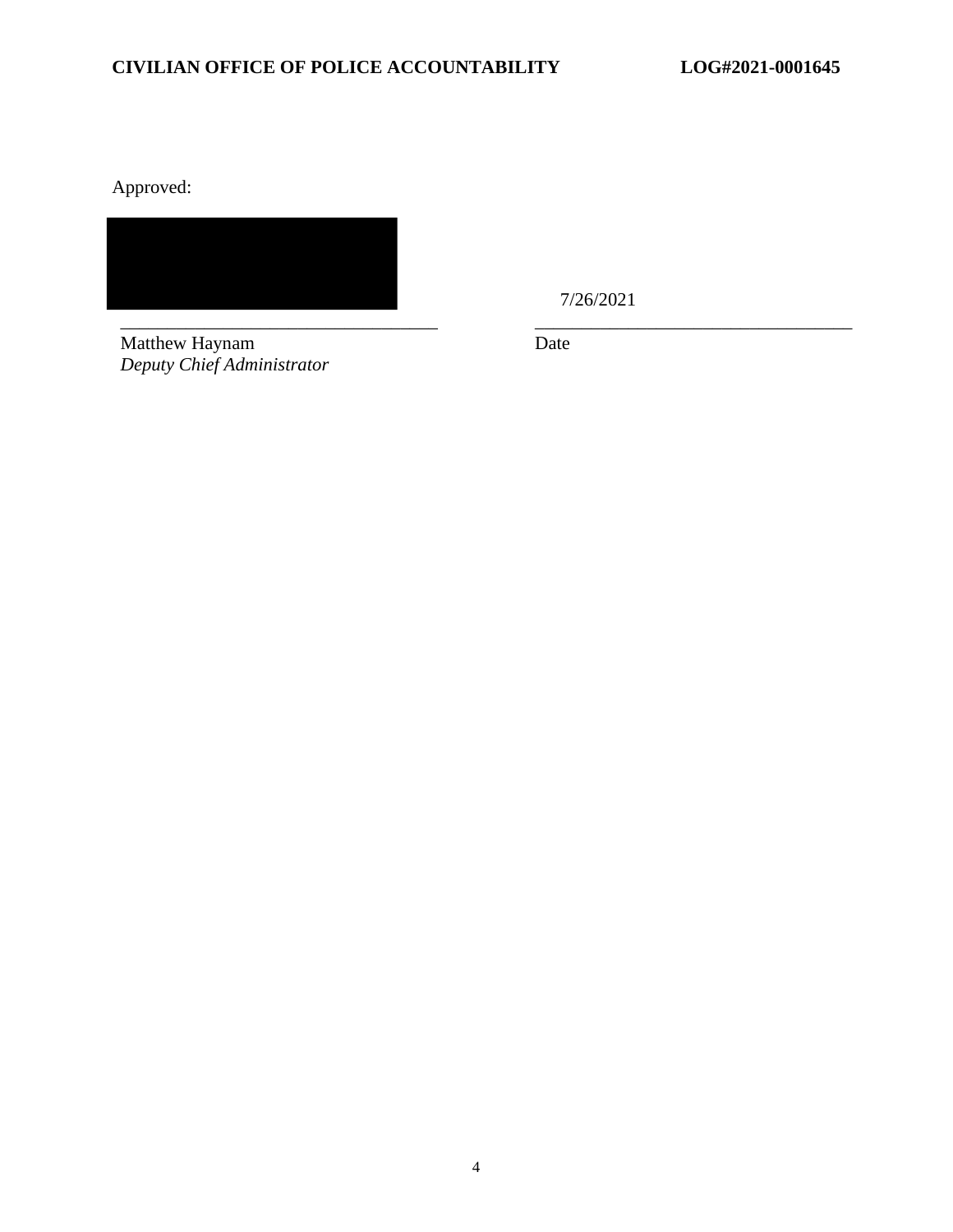Approved:

| | |
|---|---|
| [REDACTED] | 7/26/2021 |
| Matthew Haynam<br>*Deputy Chief Administrator* | Date |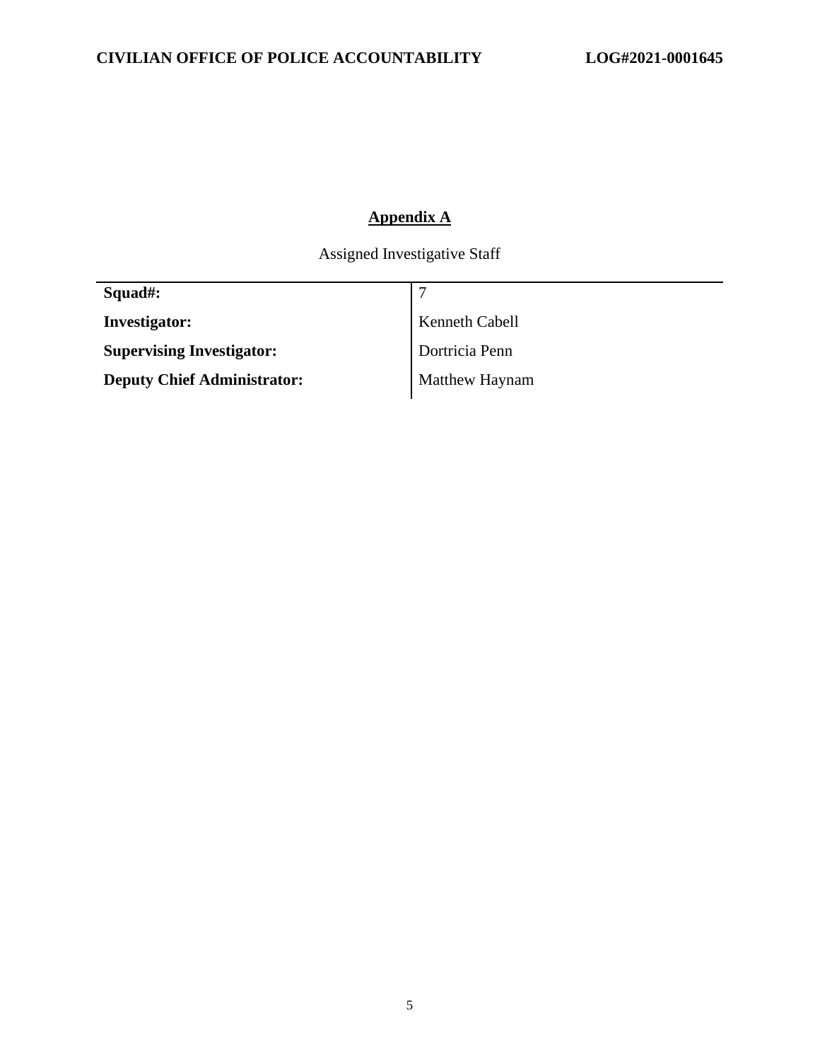## Appendix A

Assigned Investigative Staff

| | |
|---|---|
| **Squad#:** | 7 |
| **Investigator:** | Kenneth Cabell |
| **Supervising Investigator:** | Dortricia Penn |
| **Deputy Chief Administrator:** | Matthew Haynam |